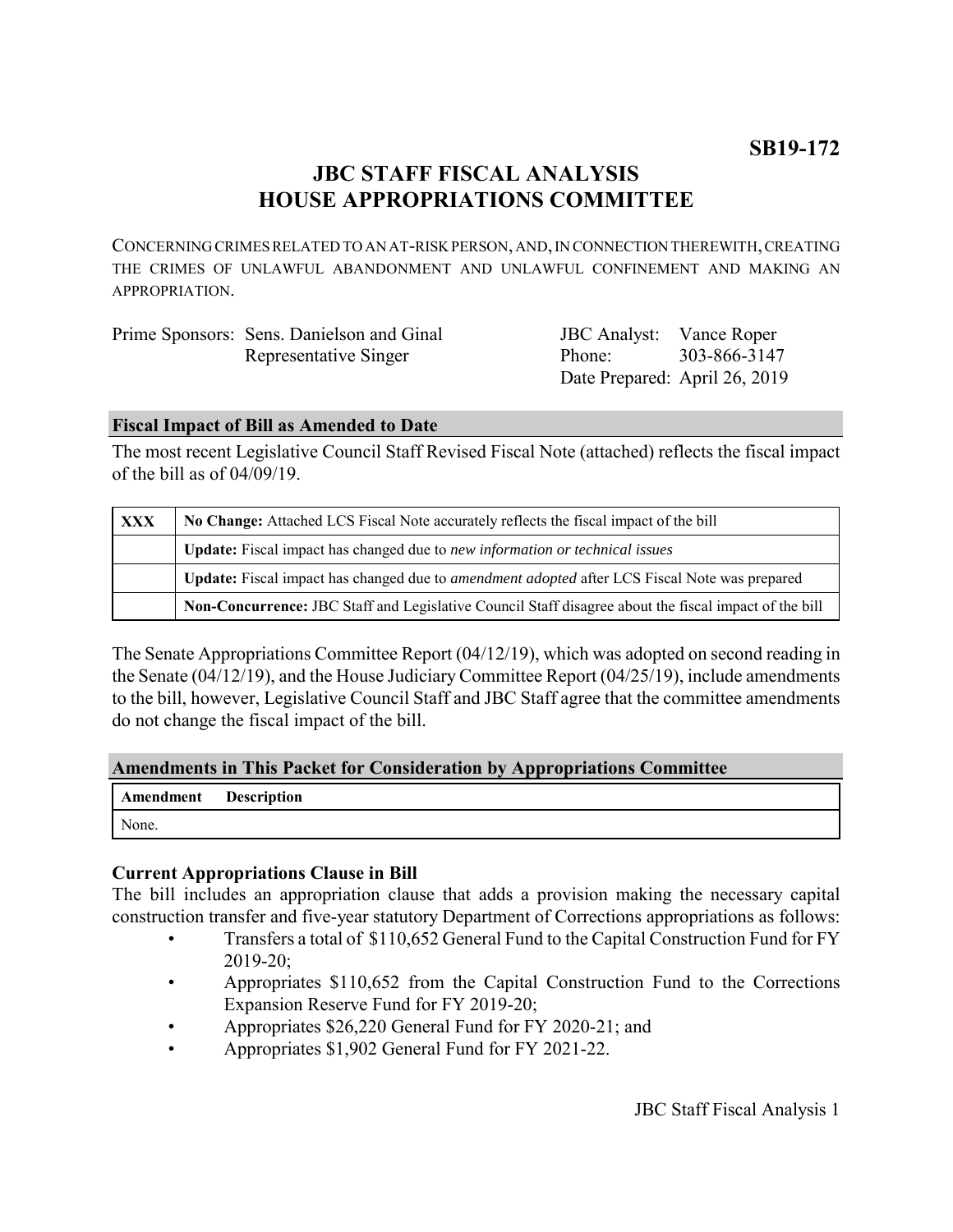**SB19-172**

# JBC STAFF FISCAL ANALYSIS
# HOUSE APPROPRIATIONS COMMITTEE

CONCERNING CRIMES RELATED TO AN AT-RISK PERSON, AND, IN CONNECTION THEREWITH, CREATING THE CRIMES OF UNLAWFUL ABANDONMENT AND UNLAWFUL CONFINEMENT AND MAKING AN APPROPRIATION.

| | | | |
|---|---|---|---|
| Prime Sponsors: | Sens. Danielson and Ginal<br>Representative Singer | JBC Analyst:<br>Phone:<br>Date Prepared: | Vance Roper<br>303-866-3147<br>April 26, 2019 |

## Fiscal Impact of Bill as Amended to Date

The most recent Legislative Council Staff Revised Fiscal Note (attached) reflects the fiscal impact of the bill as of 04/09/19.

| | |
|---|---|
| **XXX** | **No Change:** Attached LCS Fiscal Note accurately reflects the fiscal impact of the bill |
| | **Update:** Fiscal impact has changed due to *new information or technical issues* |
| | **Update:** Fiscal impact has changed due to *amendment adopted* after LCS Fiscal Note was prepared |
| | **Non-Concurrence:** JBC Staff and Legislative Council Staff disagree about the fiscal impact of the bill |

The Senate Appropriations Committee Report (04/12/19), which was adopted on second reading in the Senate (04/12/19), and the House Judiciary Committee Report (04/25/19), include amendments to the bill, however, Legislative Council Staff and JBC Staff agree that the committee amendments do not change the fiscal impact of the bill.

## Amendments in This Packet for Consideration by Appropriations Committee

| Amendment | Description |
|---|---|
| None. | |

### Current Appropriations Clause in Bill

The bill includes an appropriation clause that adds a provision making the necessary capital construction transfer and five-year statutory Department of Corrections appropriations as follows:

- Transfers a total of $110,652 General Fund to the Capital Construction Fund for FY 2019-20;
- Appropriates $110,652 from the Capital Construction Fund to the Corrections Expansion Reserve Fund for FY 2019-20;
- Appropriates $26,220 General Fund for FY 2020-21; and
- Appropriates $1,902 General Fund for FY 2021-22.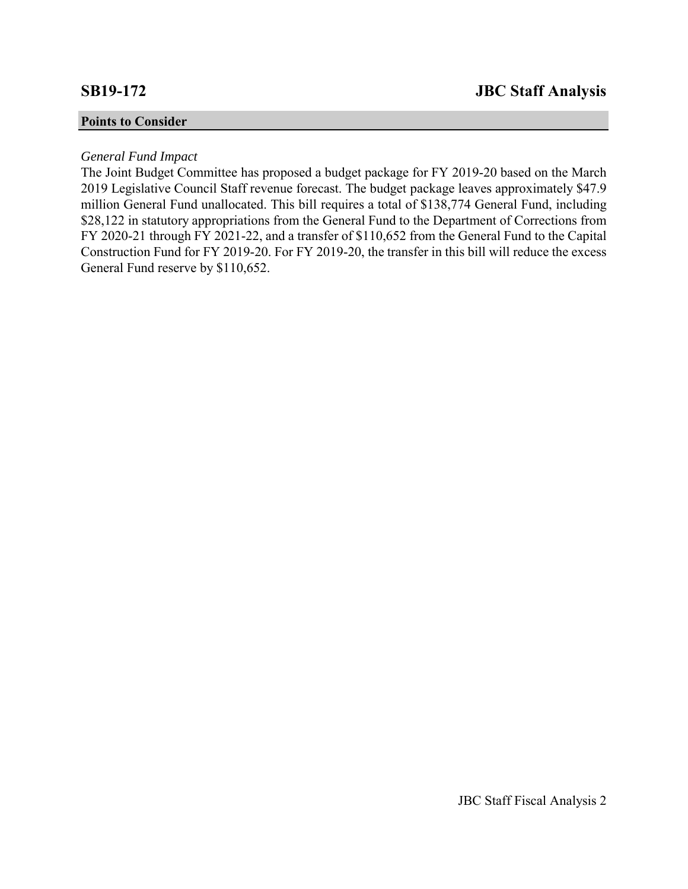## Points to Consider

*General Fund Impact*

The Joint Budget Committee has proposed a budget package for FY 2019-20 based on the March 2019 Legislative Council Staff revenue forecast. The budget package leaves approximately $47.9 million General Fund unallocated. This bill requires a total of $138,774 General Fund, including $28,122 in statutory appropriations from the General Fund to the Department of Corrections from FY 2020-21 through FY 2021-22, and a transfer of $110,652 from the General Fund to the Capital Construction Fund for FY 2019-20. For FY 2019-20, the transfer in this bill will reduce the excess General Fund reserve by $110,652.